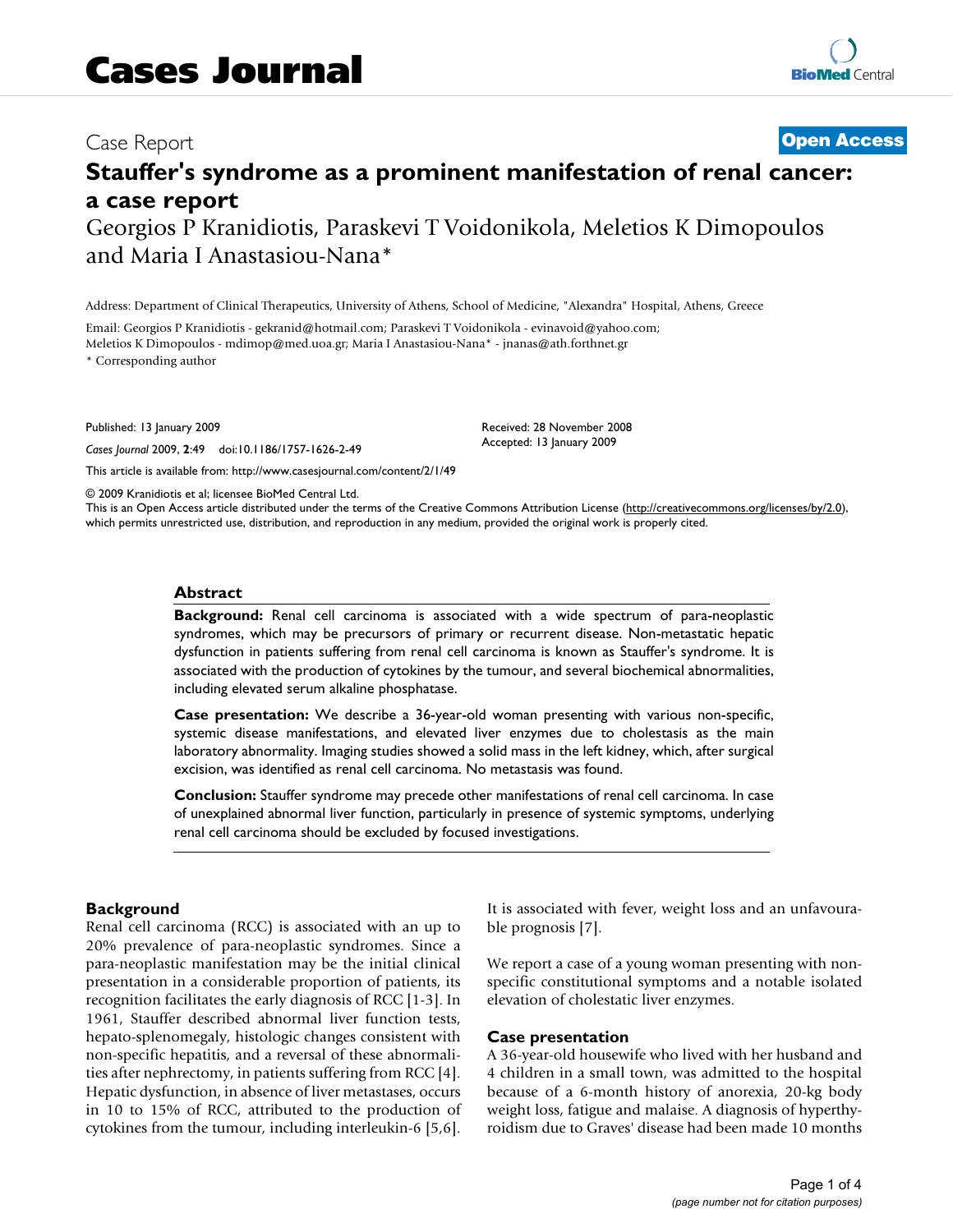# Cases Journal

Case Report

**Open Access**

# Stauffer's syndrome as a prominent manifestation of renal cancer: a case report

Georgios P Kranidiotis, Paraskevi T Voidonikola, Meletios K Dimopoulos and Maria I Anastasiou-Nana*

Address: Department of Clinical Therapeutics, University of Athens, School of Medicine, "Alexandra" Hospital, Athens, Greece

Email: Georgios P Kranidiotis - gekranid@hotmail.com; Paraskevi T Voidonikola - evinavoid@yahoo.com; Meletios K Dimopoulos - mdimop@med.uoa.gr; Maria I Anastasiou-Nana* - jnanas@ath.forthnet.gr

* Corresponding author

Published: 13 January 2009

*Cases Journal* 2009, **2**:49 doi:10.1186/1757-1626-2-49

Received: 28 November 2008
Accepted: 13 January 2009

This article is available from: http://www.casesjournal.com/content/2/1/49

© 2009 Kranidiotis et al; licensee BioMed Central Ltd.
This is an Open Access article distributed under the terms of the Creative Commons Attribution License (http://creativecommons.org/licenses/by/2.0), which permits unrestricted use, distribution, and reproduction in any medium, provided the original work is properly cited.

## Abstract

**Background:** Renal cell carcinoma is associated with a wide spectrum of para-neoplastic syndromes, which may be precursors of primary or recurrent disease. Non-metastatic hepatic dysfunction in patients suffering from renal cell carcinoma is known as Stauffer's syndrome. It is associated with the production of cytokines by the tumour, and several biochemical abnormalities, including elevated serum alkaline phosphatase.

**Case presentation:** We describe a 36-year-old woman presenting with various non-specific, systemic disease manifestations, and elevated liver enzymes due to cholestasis as the main laboratory abnormality. Imaging studies showed a solid mass in the left kidney, which, after surgical excision, was identified as renal cell carcinoma. No metastasis was found.

**Conclusion:** Stauffer syndrome may precede other manifestations of renal cell carcinoma. In case of unexplained abnormal liver function, particularly in presence of systemic symptoms, underlying renal cell carcinoma should be excluded by focused investigations.

## Background

Renal cell carcinoma (RCC) is associated with an up to 20% prevalence of para-neoplastic syndromes. Since a para-neoplastic manifestation may be the initial clinical presentation in a considerable proportion of patients, its recognition facilitates the early diagnosis of RCC [1-3]. In 1961, Stauffer described abnormal liver function tests, hepato-splenomegaly, histologic changes consistent with non-specific hepatitis, and a reversal of these abnormalities after nephrectomy, in patients suffering from RCC [4]. Hepatic dysfunction, in absence of liver metastases, occurs in 10 to 15% of RCC, attributed to the production of cytokines from the tumour, including interleukin-6 [5,6]. It is associated with fever, weight loss and an unfavourable prognosis [7].

We report a case of a young woman presenting with non-specific constitutional symptoms and a notable isolated elevation of cholestatic liver enzymes.

## Case presentation

A 36-year-old housewife who lived with her husband and 4 children in a small town, was admitted to the hospital because of a 6-month history of anorexia, 20-kg body weight loss, fatigue and malaise. A diagnosis of hyperthyroidism due to Graves' disease had been made 10 months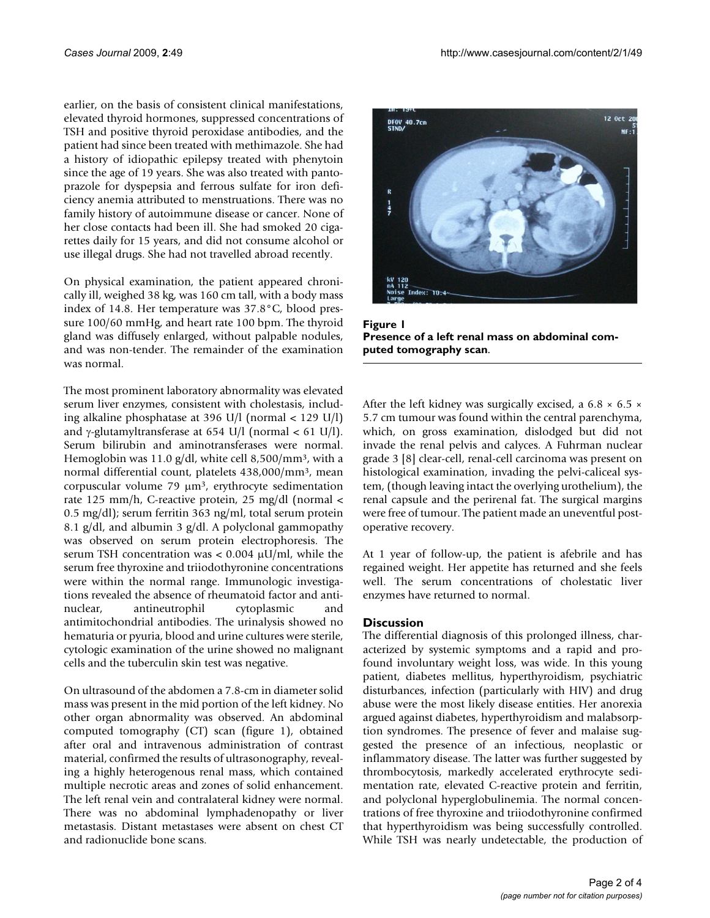earlier, on the basis of consistent clinical manifestations, elevated thyroid hormones, suppressed concentrations of TSH and positive thyroid peroxidase antibodies, and the patient had since been treated with methimazole. She had a history of idiopathic epilepsy treated with phenytoin since the age of 19 years. She was also treated with pantoprazole for dyspepsia and ferrous sulfate for iron deficiency anemia attributed to menstruations. There was no family history of autoimmune disease or cancer. None of her close contacts had been ill. She had smoked 20 cigarettes daily for 15 years, and did not consume alcohol or use illegal drugs. She had not travelled abroad recently.

On physical examination, the patient appeared chronically ill, weighed 38 kg, was 160 cm tall, with a body mass index of 14.8. Her temperature was 37.8°C, blood pressure 100/60 mmHg, and heart rate 100 bpm. The thyroid gland was diffusely enlarged, without palpable nodules, and was non-tender. The remainder of the examination was normal.

The most prominent laboratory abnormality was elevated serum liver enzymes, consistent with cholestasis, including alkaline phosphatase at 396 U/l (normal < 129 U/l) and γ-glutamyltransferase at 654 U/l (normal < 61 U/l). Serum bilirubin and aminotransferases were normal. Hemoglobin was 11.0 g/dl, white cell 8,500/mm$^3$, with a normal differential count, platelets 438,000/mm$^3$, mean corpuscular volume 79 μm$^3$, erythrocyte sedimentation rate 125 mm/h, C-reactive protein, 25 mg/dl (normal < 0.5 mg/dl); serum ferritin 363 ng/ml, total serum protein 8.1 g/dl, and albumin 3 g/dl. A polyclonal gammopathy was observed on serum protein electrophoresis. The serum TSH concentration was < 0.004 μU/ml, while the serum free thyroxine and triiodothyronine concentrations were within the normal range. Immunologic investigations revealed the absence of rheumatoid factor and antinuclear, antineutrophil cytoplasmic and antimitochondrial antibodies. The urinalysis showed no hematuria or pyuria, blood and urine cultures were sterile, cytologic examination of the urine showed no malignant cells and the tuberculin skin test was negative.

On ultrasound of the abdomen a 7.8-cm in diameter solid mass was present in the mid portion of the left kidney. No other organ abnormality was observed. An abdominal computed tomography (CT) scan (figure 1), obtained after oral and intravenous administration of contrast material, confirmed the results of ultrasonography, revealing a highly heterogenous renal mass, which contained multiple necrotic areas and zones of solid enhancement. The left renal vein and contralateral kidney were normal. There was no abdominal lymphadenopathy or liver metastasis. Distant metastases were absent on chest CT and radionuclide bone scans.

**Figure 1**
**Presence of a left renal mass on abdominal computed tomography scan.**

After the left kidney was surgically excised, a 6.8 × 6.5 × 5.7 cm tumour was found within the central parenchyma, which, on gross examination, dislodged but did not invade the renal pelvis and calyces. A Fuhrman nuclear grade 3 [8] clear-cell, renal-cell carcinoma was present on histological examination, invading the pelvi-caliceal system, (though leaving intact the overlying urothelium), the renal capsule and the perirenal fat. The surgical margins were free of tumour. The patient made an uneventful postoperative recovery.

At 1 year of follow-up, the patient is afebrile and has regained weight. Her appetite has returned and she feels well. The serum concentrations of cholestatic liver enzymes have returned to normal.

## Discussion

The differential diagnosis of this prolonged illness, characterized by systemic symptoms and a rapid and profound involuntary weight loss, was wide. In this young patient, diabetes mellitus, hyperthyroidism, psychiatric disturbances, infection (particularly with HIV) and drug abuse were the most likely disease entities. Her anorexia argued against diabetes, hyperthyroidism and malabsorption syndromes. The presence of fever and malaise suggested the presence of an infectious, neoplastic or inflammatory disease. The latter was further suggested by thrombocytosis, markedly accelerated erythrocyte sedimentation rate, elevated C-reactive protein and ferritin, and polyclonal hyperglobulinemia. The normal concentrations of free thyroxine and triiodothyronine confirmed that hyperthyroidism was being successfully controlled. While TSH was nearly undetectable, the production of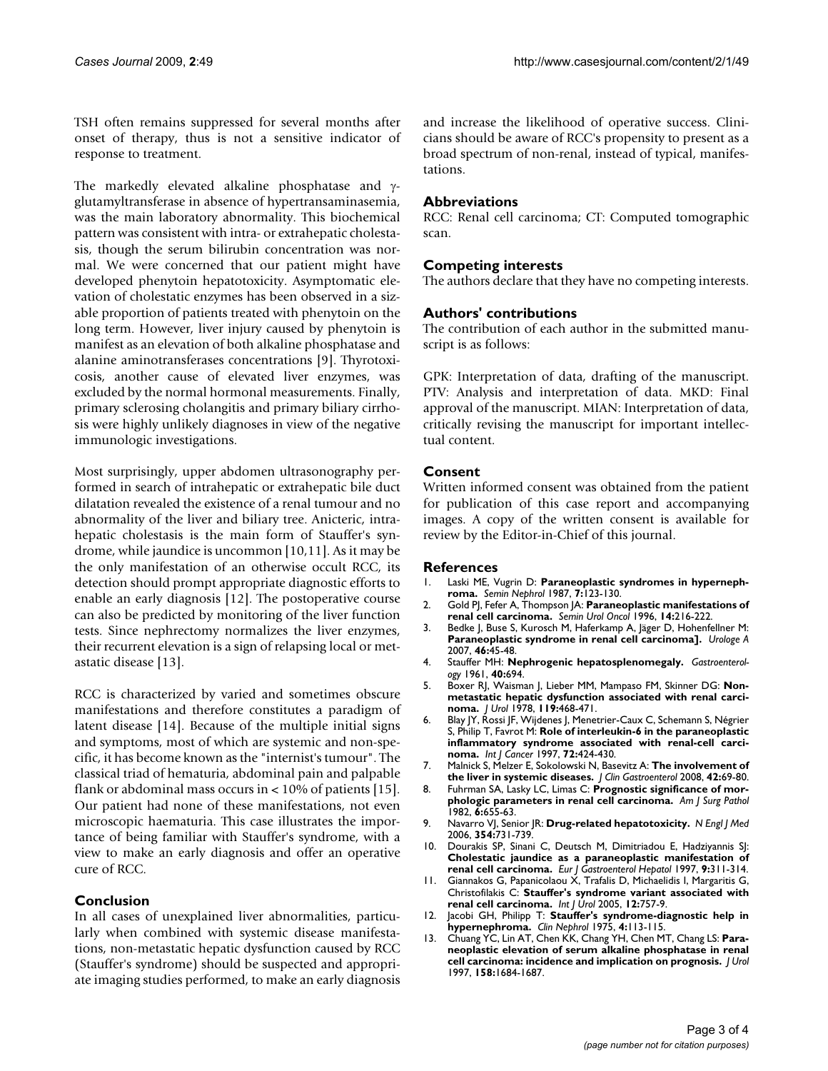TSH often remains suppressed for several months after onset of therapy, thus is not a sensitive indicator of response to treatment.

The markedly elevated alkaline phosphatase and γ-glutamyltransferase in absence of hypertransaminasemia, was the main laboratory abnormality. This biochemical pattern was consistent with intra- or extrahepatic cholestasis, though the serum bilirubin concentration was normal. We were concerned that our patient might have developed phenytoin hepatotoxicity. Asymptomatic elevation of cholestatic enzymes has been observed in a sizable proportion of patients treated with phenytoin on the long term. However, liver injury caused by phenytoin is manifest as an elevation of both alkaline phosphatase and alanine aminotransferases concentrations [9]. Thyrotoxicosis, another cause of elevated liver enzymes, was excluded by the normal hormonal measurements. Finally, primary sclerosing cholangitis and primary biliary cirrhosis were highly unlikely diagnoses in view of the negative immunologic investigations.

Most surprisingly, upper abdomen ultrasonography performed in search of intrahepatic or extrahepatic bile duct dilatation revealed the existence of a renal tumour and no abnormality of the liver and biliary tree. Anicteric, intrahepatic cholestasis is the main form of Stauffer's syndrome, while jaundice is uncommon [10,11]. As it may be the only manifestation of an otherwise occult RCC, its detection should prompt appropriate diagnostic efforts to enable an early diagnosis [12]. The postoperative course can also be predicted by monitoring of the liver function tests. Since nephrectomy normalizes the liver enzymes, their recurrent elevation is a sign of relapsing local or metastatic disease [13].

RCC is characterized by varied and sometimes obscure manifestations and therefore constitutes a paradigm of latent disease [14]. Because of the multiple initial signs and symptoms, most of which are systemic and non-specific, it has become known as the "internist's tumour". The classical triad of hematuria, abdominal pain and palpable flank or abdominal mass occurs in < 10% of patients [15]. Our patient had none of these manifestations, not even microscopic haematuria. This case illustrates the importance of being familiar with Stauffer's syndrome, with a view to make an early diagnosis and offer an operative cure of RCC.

## Conclusion

In all cases of unexplained liver abnormalities, particularly when combined with systemic disease manifestations, non-metastatic hepatic dysfunction caused by RCC (Stauffer's syndrome) should be suspected and appropriate imaging studies performed, to make an early diagnosis and increase the likelihood of operative success. Clinicians should be aware of RCC's propensity to present as a broad spectrum of non-renal, instead of typical, manifestations.

## Abbreviations

RCC: Renal cell carcinoma; CT: Computed tomographic scan.

## Competing interests

The authors declare that they have no competing interests.

## Authors' contributions

The contribution of each author in the submitted manuscript is as follows:

GPK: Interpretation of data, drafting of the manuscript. PTV: Analysis and interpretation of data. MKD: Final approval of the manuscript. MIAN: Interpretation of data, critically revising the manuscript for important intellectual content.

## Consent

Written informed consent was obtained from the patient for publication of this case report and accompanying images. A copy of the written consent is available for review by the Editor-in-Chief of this journal.

## References

1. Laski ME, Vugrin D: **Paraneoplastic syndromes in hypernephroma.** *Semin Nephrol* 1987, **7:**123-130.
2. Gold PJ, Fefer A, Thompson JA: **Paraneoplastic manifestations of renal cell carcinoma.** *Semin Urol Oncol* 1996, **14:**216-222.
3. Bedke J, Buse S, Kurosch M, Haferkamp A, Jäger D, Hohenfellner M: **Paraneoplastic syndrome in renal cell carcinoma].** *Urologe A* 2007, **46:**45-48.
4. Stauffer MH: **Nephrogenic hepatosplenomegaly.** *Gastroenterology* 1961, **40:**694.
5. Boxer RJ, Waisman J, Lieber MM, Mampaso FM, Skinner DG: **Non-metastatic hepatic dysfunction associated with renal carcinoma.** *J Urol* 1978, **119:**468-471.
6. Blay JY, Rossi JF, Wijdenes J, Menetrier-Caux C, Schemann S, Négrier S, Philip T, Favrot M: **Role of interleukin-6 in the paraneoplastic inflammatory syndrome associated with renal-cell carcinoma.** *Int J Cancer* 1997, **72:**424-430.
7. Malnick S, Melzer E, Sokolowski N, Basevitz A: **The involvement of the liver in systemic diseases.** *J Clin Gastroenterol* 2008, **42:**69-80.
8. Fuhrman SA, Lasky LC, Limas C: **Prognostic significance of morphologic parameters in renal cell carcinoma.** *Am J Surg Pathol* 1982, **6:**655-63.
9. Navarro VJ, Senior JR: **Drug-related hepatotoxicity.** *N Engl J Med* 2006, **354:**731-739.
10. Dourakis SP, Sinani C, Deutsch M, Dimitriadou E, Hadziyannis SJ: **Cholestatic jaundice as a paraneoplastic manifestation of renal cell carcinoma.** *Eur J Gastroenterol Hepatol* 1997, **9:**311-314.
11. Giannakos G, Papanicolaou X, Trafalis D, Michaelidis I, Margaritis G, Christofilakis C: **Stauffer's syndrome variant associated with renal cell carcinoma.** *Int J Urol* 2005, **12:**757-9.
12. Jacobi GH, Philipp T: **Stauffer's syndrome-diagnostic help in hypernephroma.** *Clin Nephrol* 1975, **4:**113-115.
13. Chuang YC, Lin AT, Chen KK, Chang YH, Chen MT, Chang LS: **Paraneoplastic elevation of serum alkaline phosphatase in renal cell carcinoma: incidence and implication on prognosis.** *J Urol* 1997, **158:**1684-1687.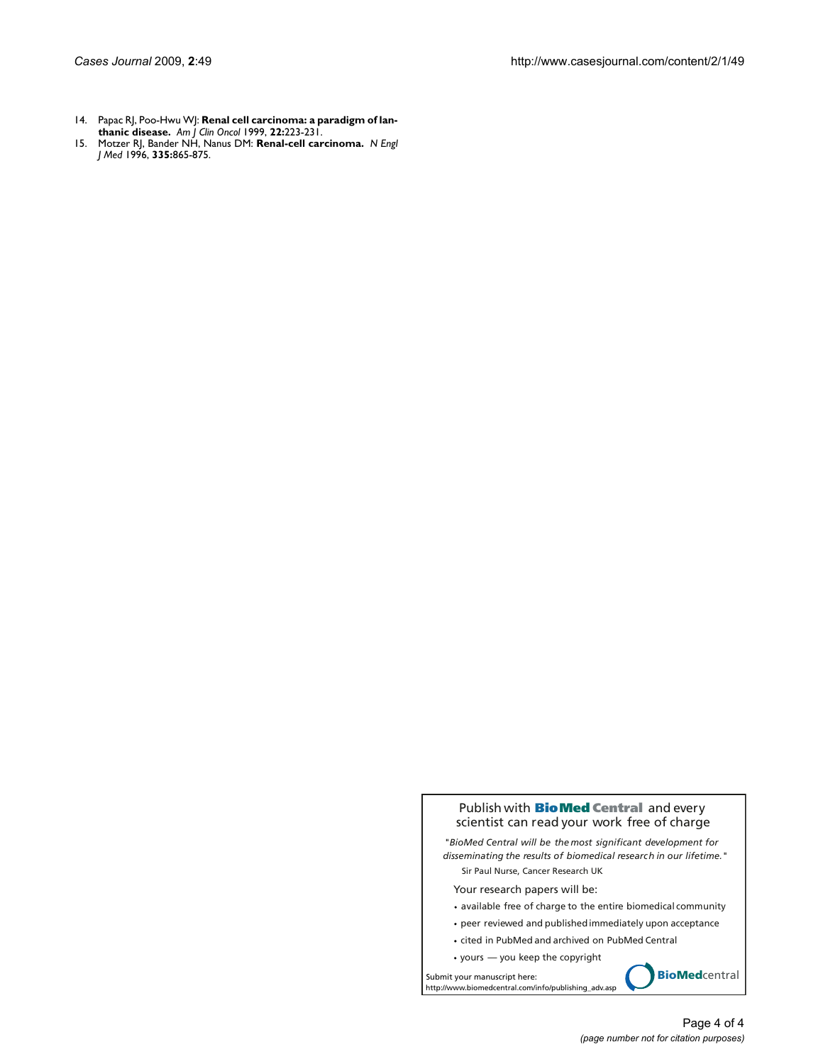14. Papac RJ, Poo-Hwu WJ: **Renal cell carcinoma: a paradigm of lanthanic disease.** *Am J Clin Oncol* 1999, **22:**223-231.
15. Motzer RJ, Bander NH, Nanus DM: **Renal-cell carcinoma.** *N Engl J Med* 1996, **335:**865-875.

Publish with **BioMed Central** and every scientist can read your work free of charge

*"BioMed Central will be the most significant development for disseminating the results of biomedical research in our lifetime."*

Sir Paul Nurse, Cancer Research UK

Your research papers will be:

- available free of charge to the entire biomedical community
- peer reviewed and published immediately upon acceptance
- cited in PubMed and archived on PubMed Central
- yours — you keep the copyright

Submit your manuscript here:
http://www.biomedcentral.com/info/publishing_adv.asp

**BioMed**central